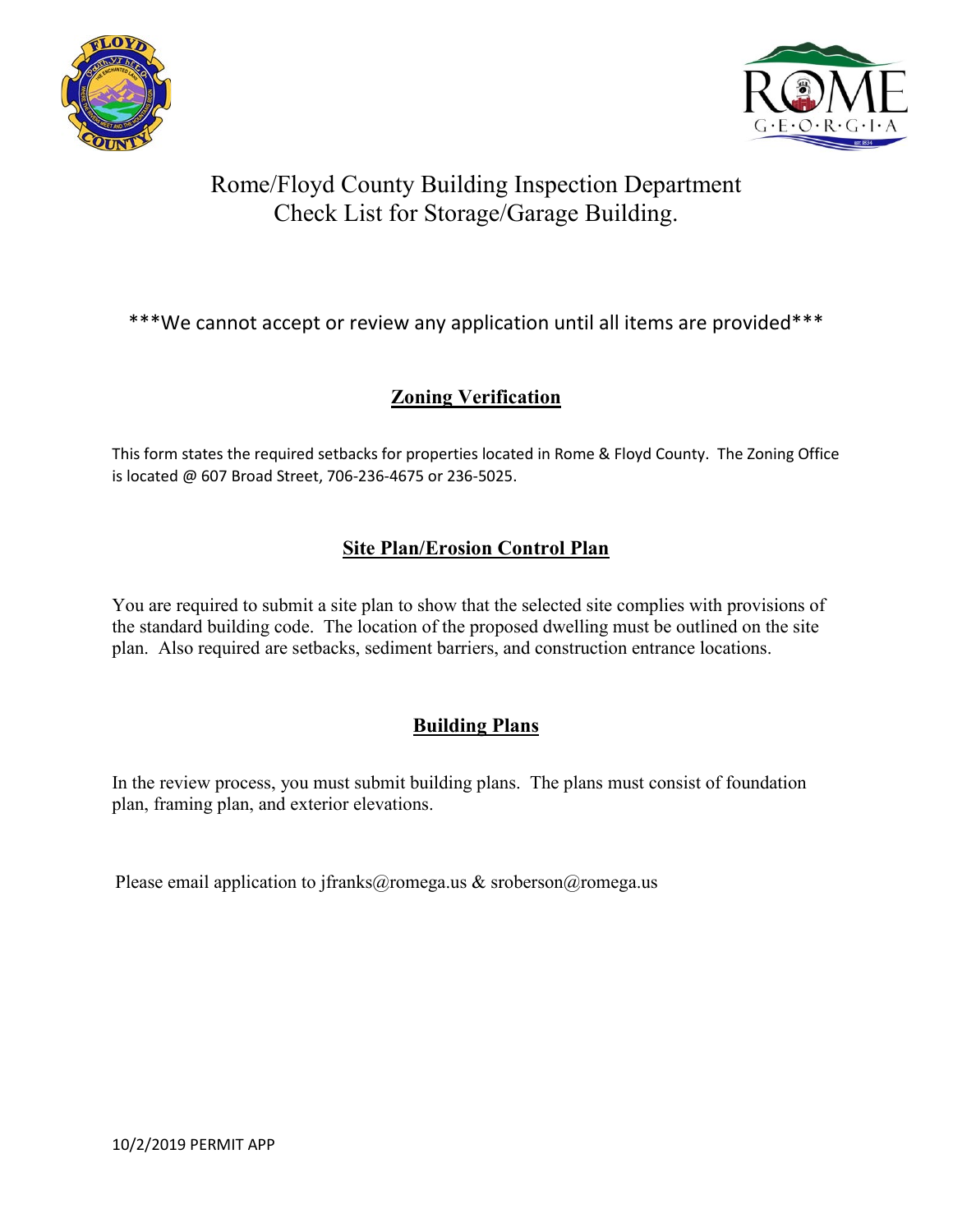# Rome/Floyd County Building Inspection Department
# Check List for Storage/Garage Building.

\*\*\*We cannot accept or review any application until all items are provided\*\*\*

## Zoning Verification

This form states the required setbacks for properties located in Rome & Floyd County. The Zoning Office is located @ 607 Broad Street, 706-236-4675 or 236-5025.

## Site Plan/Erosion Control Plan

You are required to submit a site plan to show that the selected site complies with provisions of the standard building code. The location of the proposed dwelling must be outlined on the site plan. Also required are setbacks, sediment barriers, and construction entrance locations.

## Building Plans

In the review process, you must submit building plans. The plans must consist of foundation plan, framing plan, and exterior elevations.

Please email application to jfranks@romega.us & sroberson@romega.us

10/2/2019 PERMIT APP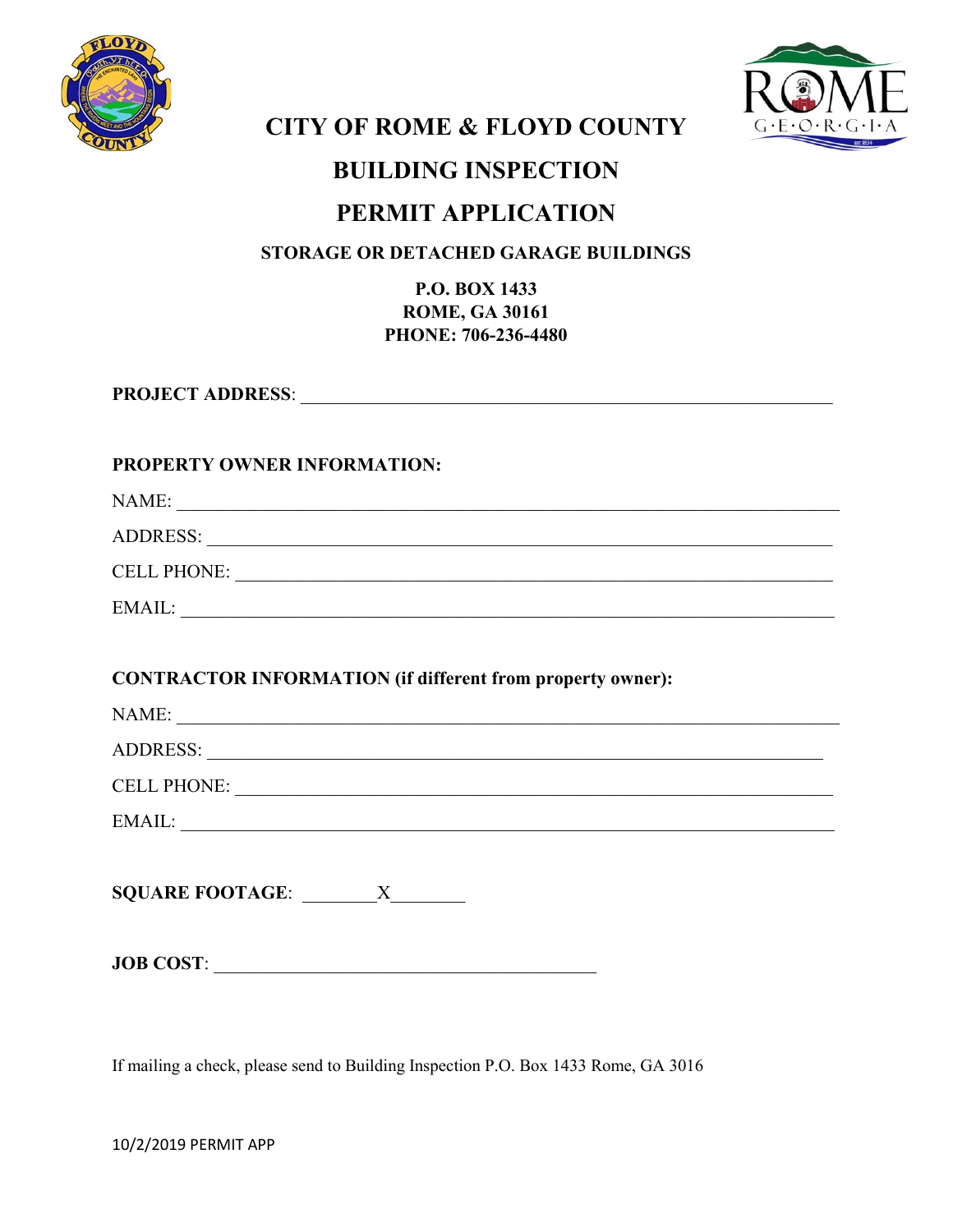# CITY OF ROME & FLOYD COUNTY

## BUILDING INSPECTION

## PERMIT APPLICATION

### STORAGE OR DETACHED GARAGE BUILDINGS

**P.O. BOX 1433**
**ROME, GA 30161**
**PHONE: 706-236-4480**

**PROJECT ADDRESS**: ____________________________________________________________

**PROPERTY OWNER INFORMATION:**

NAME: ____________________________________________________________

ADDRESS: __________________________________________________________

CELL PHONE: _______________________________________________________

EMAIL: ____________________________________________________________

**CONTRACTOR INFORMATION (if different from property owner):**

NAME: ____________________________________________________________

ADDRESS: __________________________________________________________

CELL PHONE: _______________________________________________________

EMAIL: ____________________________________________________________

**SQUARE FOOTAGE**: ________X________

**JOB COST**: ________________________________________

If mailing a check, please send to Building Inspection P.O. Box 1433 Rome, GA 3016

10/2/2019 PERMIT APP